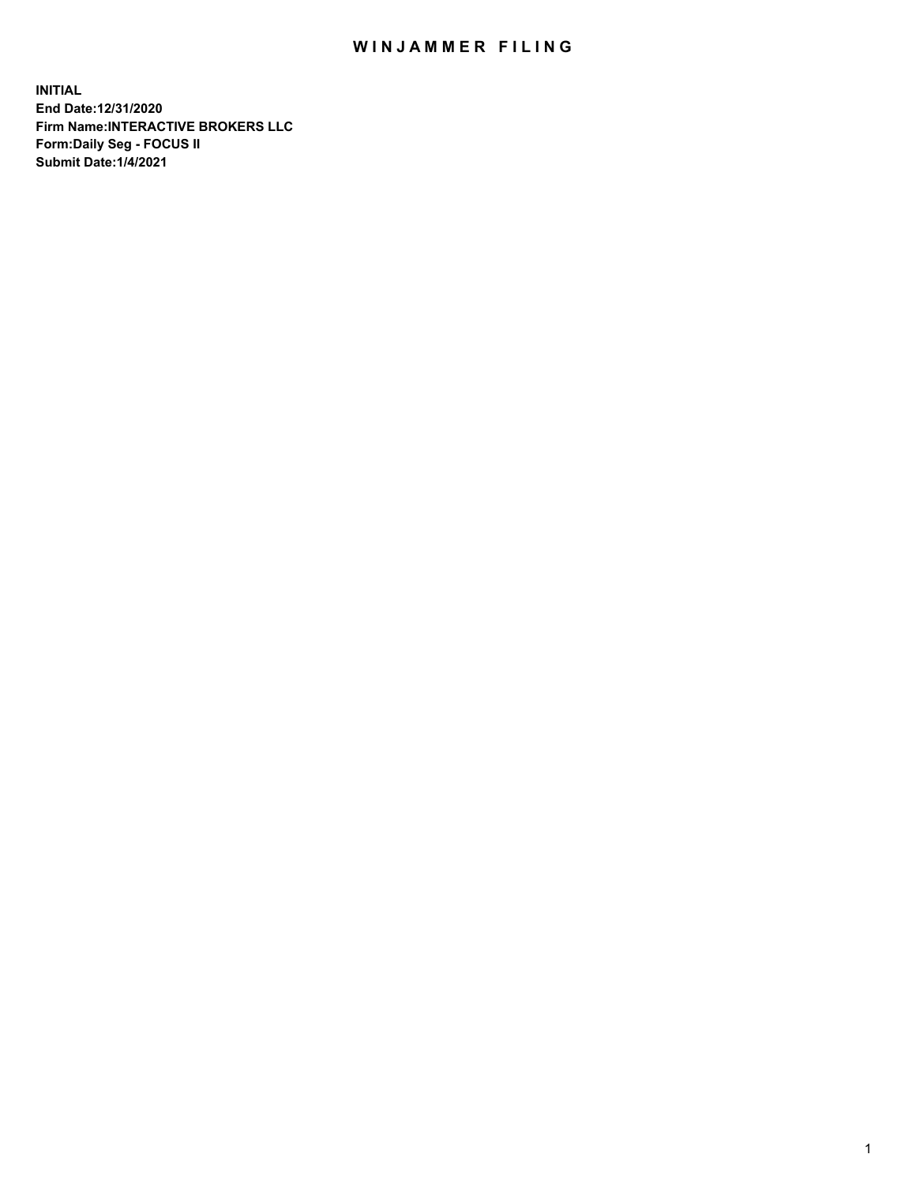# WINJAMMER FILING

**INITIAL**
**End Date:12/31/2020**
**Firm Name:INTERACTIVE BROKERS LLC**
**Form:Daily Seg - FOCUS II**
**Submit Date:1/4/2021**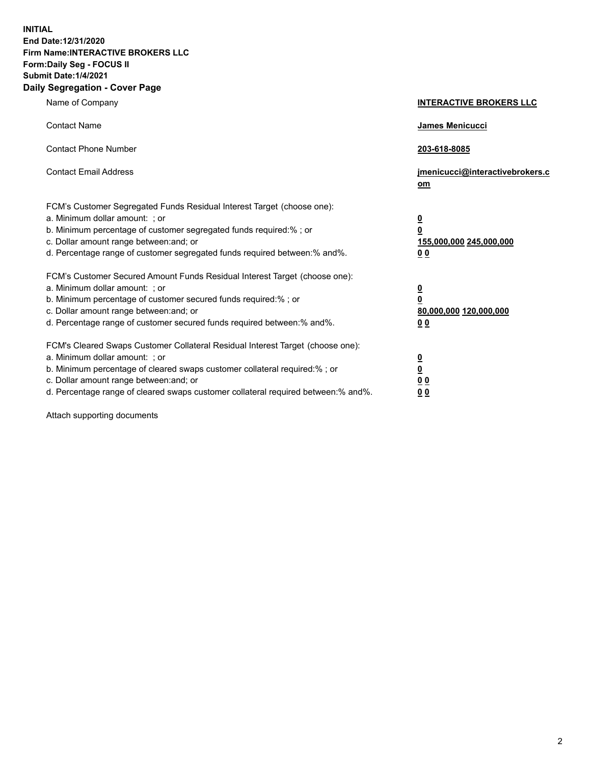**INITIAL**
**End Date:12/31/2020**
**Firm Name:INTERACTIVE BROKERS LLC**
**Form:Daily Seg - FOCUS II**
**Submit Date:1/4/2021**

## Daily Segregation - Cover Page

| | |
|---|---|
| Name of Company | **INTERACTIVE BROKERS LLC** |
| Contact Name | **James Menicucci** |
| Contact Phone Number | **203-618-8085** |
| Contact Email Address | **jmenicucci@interactivebrokers.com** |

FCM's Customer Segregated Funds Residual Interest Target (choose one):

| | |
|---|---|
| a. Minimum dollar amount: ; or | **0** |
| b. Minimum percentage of customer segregated funds required:% ; or | **0** |
| c. Dollar amount range between:and; or | **155,000,000 245,000,000** |
| d. Percentage range of customer segregated funds required between:% and%. | **0 0** |

FCM's Customer Secured Amount Funds Residual Interest Target (choose one):

| | |
|---|---|
| a. Minimum dollar amount: ; or | **0** |
| b. Minimum percentage of customer secured funds required:% ; or | **0** |
| c. Dollar amount range between:and; or | **80,000,000 120,000,000** |
| d. Percentage range of customer secured funds required between:% and%. | **0 0** |

FCM's Cleared Swaps Customer Collateral Residual Interest Target (choose one):

| | |
|---|---|
| a. Minimum dollar amount: ; or | **0** |
| b. Minimum percentage of cleared swaps customer collateral required:% ; or | **0** |
| c. Dollar amount range between:and; or | **0 0** |
| d. Percentage range of cleared swaps customer collateral required between:% and%. | **0 0** |

Attach supporting documents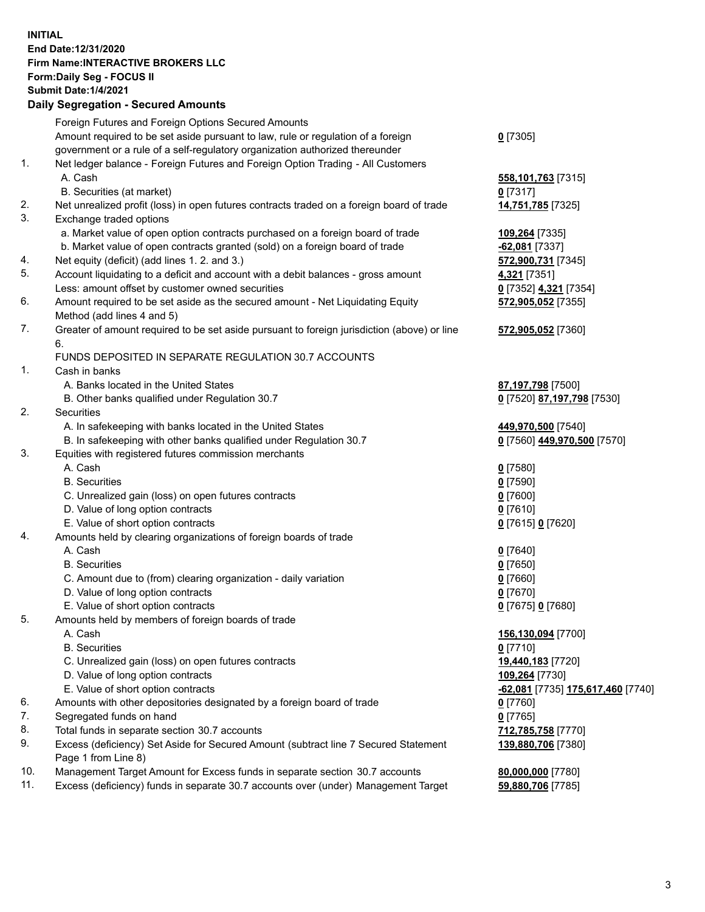**INITIAL**
**End Date:12/31/2020**
**Firm Name:INTERACTIVE BROKERS LLC**
**Form:Daily Seg - FOCUS II**
**Submit Date:1/4/2021**

**Daily Segregation - Secured Amounts**

| | | |
|---|---|---|
| | Foreign Futures and Foreign Options Secured Amounts | |
| | Amount required to be set aside pursuant to law, rule or regulation of a foreign government or a rule of a self-regulatory organization authorized thereunder | **0** [7305] |
| 1. | Net ledger balance - Foreign Futures and Foreign Option Trading - All Customers | |
| | A. Cash | **558,101,763** [7315] |
| | B. Securities (at market) | **0** [7317] |
| 2. | Net unrealized profit (loss) in open futures contracts traded on a foreign board of trade | **14,751,785** [7325] |
| 3. | Exchange traded options | |
| | a. Market value of open option contracts purchased on a foreign board of trade | **109,264** [7335] |
| | b. Market value of open contracts granted (sold) on a foreign board of trade | **-62,081** [7337] |
| 4. | Net equity (deficit) (add lines 1. 2. and 3.) | **572,900,731** [7345] |
| 5. | Account liquidating to a deficit and account with a debit balances - gross amount | **4,321** [7351] |
| | Less: amount offset by customer owned securities | **0** [7352] **4,321** [7354] |
| 6. | Amount required to be set aside as the secured amount - Net Liquidating Equity Method (add lines 4 and 5) | **572,905,052** [7355] |
| 7. | Greater of amount required to be set aside pursuant to foreign jurisdiction (above) or line 6. | **572,905,052** [7360] |
| | FUNDS DEPOSITED IN SEPARATE REGULATION 30.7 ACCOUNTS | |
| 1. | Cash in banks | |
| | A. Banks located in the United States | **87,197,798** [7500] |
| | B. Other banks qualified under Regulation 30.7 | **0** [7520] **87,197,798** [7530] |
| 2. | Securities | |
| | A. In safekeeping with banks located in the United States | **449,970,500** [7540] |
| | B. In safekeeping with other banks qualified under Regulation 30.7 | **0** [7560] **449,970,500** [7570] |
| 3. | Equities with registered futures commission merchants | |
| | A. Cash | **0** [7580] |
| | B. Securities | **0** [7590] |
| | C. Unrealized gain (loss) on open futures contracts | **0** [7600] |
| | D. Value of long option contracts | **0** [7610] |
| | E. Value of short option contracts | **0** [7615] **0** [7620] |
| 4. | Amounts held by clearing organizations of foreign boards of trade | |
| | A. Cash | **0** [7640] |
| | B. Securities | **0** [7650] |
| | C. Amount due to (from) clearing organization - daily variation | **0** [7660] |
| | D. Value of long option contracts | **0** [7670] |
| | E. Value of short option contracts | **0** [7675] **0** [7680] |
| 5. | Amounts held by members of foreign boards of trade | |
| | A. Cash | **156,130,094** [7700] |
| | B. Securities | **0** [7710] |
| | C. Unrealized gain (loss) on open futures contracts | **19,440,183** [7720] |
| | D. Value of long option contracts | **109,264** [7730] |
| | E. Value of short option contracts | **-62,081** [7735] **175,617,460** [7740] |
| 6. | Amounts with other depositories designated by a foreign board of trade | **0** [7760] |
| 7. | Segregated funds on hand | **0** [7765] |
| 8. | Total funds in separate section 30.7 accounts | **712,785,758** [7770] |
| 9. | Excess (deficiency) Set Aside for Secured Amount (subtract line 7 Secured Statement Page 1 from Line 8) | **139,880,706** [7380] |
| 10. | Management Target Amount for Excess funds in separate section 30.7 accounts | **80,000,000** [7780] |
| 11. | Excess (deficiency) funds in separate 30.7 accounts over (under) Management Target | **59,880,706** [7785] |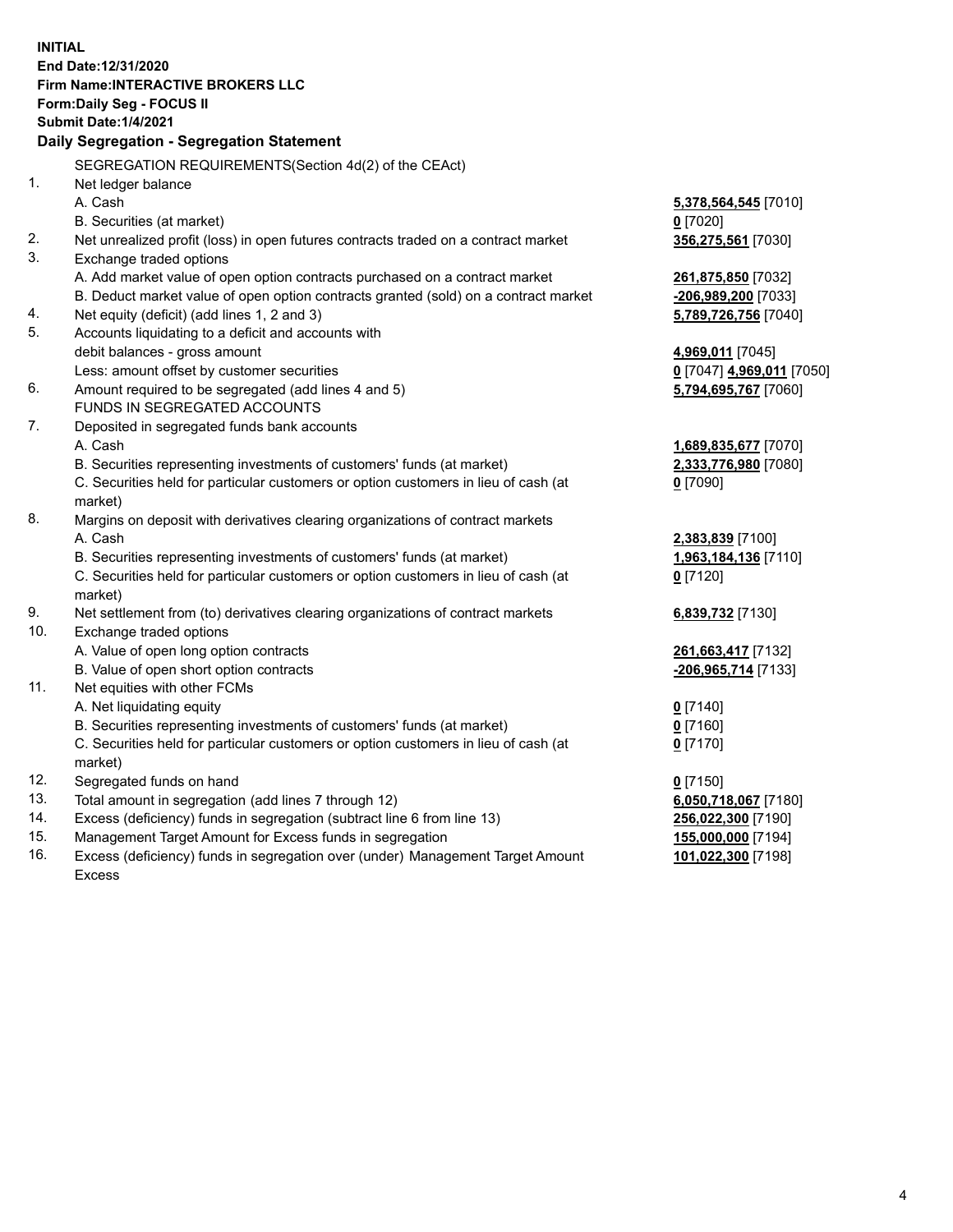**INITIAL**
**End Date:12/31/2020**
**Firm Name:INTERACTIVE BROKERS LLC**
**Form:Daily Seg - FOCUS II**
**Submit Date:1/4/2021**

**Daily Segregation - Segregation Statement**

SEGREGATION REQUIREMENTS(Section 4d(2) of the CEAct)

| | | |
|---|---|---|
| 1. | Net ledger balance | |
| | A. Cash | **5,378,564,545** [7010] |
| | B. Securities (at market) | **0** [7020] |
| 2. | Net unrealized profit (loss) in open futures contracts traded on a contract market | **356,275,561** [7030] |
| 3. | Exchange traded options | |
| | A. Add market value of open option contracts purchased on a contract market | **261,875,850** [7032] |
| | B. Deduct market value of open option contracts granted (sold) on a contract market | **-206,989,200** [7033] |
| 4. | Net equity (deficit) (add lines 1, 2 and 3) | **5,789,726,756** [7040] |
| 5. | Accounts liquidating to a deficit and accounts with debit balances - gross amount | **4,969,011** [7045] |
| | Less: amount offset by customer securities | **0** [7047] **4,969,011** [7050] |
| 6. | Amount required to be segregated (add lines 4 and 5) | **5,794,695,767** [7060] |
| | FUNDS IN SEGREGATED ACCOUNTS | |
| 7. | Deposited in segregated funds bank accounts | |
| | A. Cash | **1,689,835,677** [7070] |
| | B. Securities representing investments of customers' funds (at market) | **2,333,776,980** [7080] |
| | C. Securities held for particular customers or option customers in lieu of cash (at market) | **0** [7090] |
| 8. | Margins on deposit with derivatives clearing organizations of contract markets | |
| | A. Cash | **2,383,839** [7100] |
| | B. Securities representing investments of customers' funds (at market) | **1,963,184,136** [7110] |
| | C. Securities held for particular customers or option customers in lieu of cash (at market) | **0** [7120] |
| 9. | Net settlement from (to) derivatives clearing organizations of contract markets | **6,839,732** [7130] |
| 10. | Exchange traded options | |
| | A. Value of open long option contracts | **261,663,417** [7132] |
| | B. Value of open short option contracts | **-206,965,714** [7133] |
| 11. | Net equities with other FCMs | |
| | A. Net liquidating equity | **0** [7140] |
| | B. Securities representing investments of customers' funds (at market) | **0** [7160] |
| | C. Securities held for particular customers or option customers in lieu of cash (at market) | **0** [7170] |
| 12. | Segregated funds on hand | **0** [7150] |
| 13. | Total amount in segregation (add lines 7 through 12) | **6,050,718,067** [7180] |
| 14. | Excess (deficiency) funds in segregation (subtract line 6 from line 13) | **256,022,300** [7190] |
| 15. | Management Target Amount for Excess funds in segregation | **155,000,000** [7194] |
| 16. | Excess (deficiency) funds in segregation over (under) Management Target Amount Excess | **101,022,300** [7198] |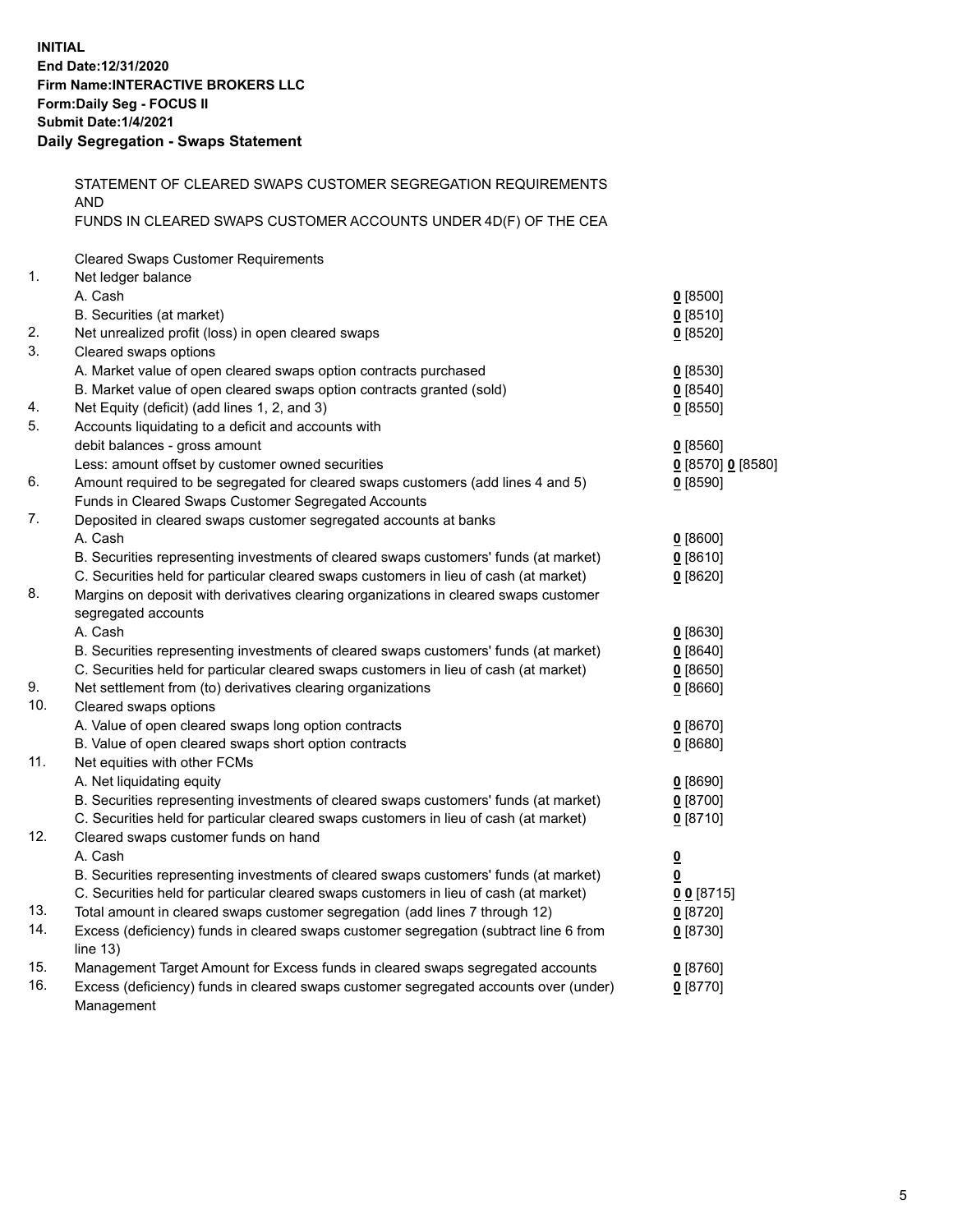**INITIAL**
**End Date:12/31/2020**
**Firm Name:INTERACTIVE BROKERS LLC**
**Form:Daily Seg - FOCUS II**
**Submit Date:1/4/2021**
**Daily Segregation - Swaps Statement**

STATEMENT OF CLEARED SWAPS CUSTOMER SEGREGATION REQUIREMENTS AND FUNDS IN CLEARED SWAPS CUSTOMER ACCOUNTS UNDER 4D(F) OF THE CEA

| | | |
|---|---|---|
| | Cleared Swaps Customer Requirements | |
| 1. | Net ledger balance | |
| | A. Cash | 0 [8500] |
| | B. Securities (at market) | 0 [8510] |
| 2. | Net unrealized profit (loss) in open cleared swaps | 0 [8520] |
| 3. | Cleared swaps options | |
| | A. Market value of open cleared swaps option contracts purchased | 0 [8530] |
| | B. Market value of open cleared swaps option contracts granted (sold) | 0 [8540] |
| 4. | Net Equity (deficit) (add lines 1, 2, and 3) | 0 [8550] |
| 5. | Accounts liquidating to a deficit and accounts with debit balances - gross amount | 0 [8560] |
| | Less: amount offset by customer owned securities | 0 [8570] 0 [8580] |
| 6. | Amount required to be segregated for cleared swaps customers (add lines 4 and 5) | 0 [8590] |
| | Funds in Cleared Swaps Customer Segregated Accounts | |
| 7. | Deposited in cleared swaps customer segregated accounts at banks | |
| | A. Cash | 0 [8600] |
| | B. Securities representing investments of cleared swaps customers' funds (at market) | 0 [8610] |
| | C. Securities held for particular cleared swaps customers in lieu of cash (at market) | 0 [8620] |
| 8. | Margins on deposit with derivatives clearing organizations in cleared swaps customer segregated accounts | |
| | A. Cash | 0 [8630] |
| | B. Securities representing investments of cleared swaps customers' funds (at market) | 0 [8640] |
| | C. Securities held for particular cleared swaps customers in lieu of cash (at market) | 0 [8650] |
| 9. | Net settlement from (to) derivatives clearing organizations | 0 [8660] |
| 10. | Cleared swaps options | |
| | A. Value of open cleared swaps long option contracts | 0 [8670] |
| | B. Value of open cleared swaps short option contracts | 0 [8680] |
| 11. | Net equities with other FCMs | |
| | A. Net liquidating equity | 0 [8690] |
| | B. Securities representing investments of cleared swaps customers' funds (at market) | 0 [8700] |
| | C. Securities held for particular cleared swaps customers in lieu of cash (at market) | 0 [8710] |
| 12. | Cleared swaps customer funds on hand | |
| | A. Cash | 0 |
| | B. Securities representing investments of cleared swaps customers' funds (at market) | 0 |
| | C. Securities held for particular cleared swaps customers in lieu of cash (at market) | 0 0 [8715] |
| 13. | Total amount in cleared swaps customer segregation (add lines 7 through 12) | 0 [8720] |
| 14. | Excess (deficiency) funds in cleared swaps customer segregation (subtract line 6 from line 13) | 0 [8730] |
| 15. | Management Target Amount for Excess funds in cleared swaps segregated accounts | 0 [8760] |
| 16. | Excess (deficiency) funds in cleared swaps customer segregated accounts over (under) Management | 0 [8770] |